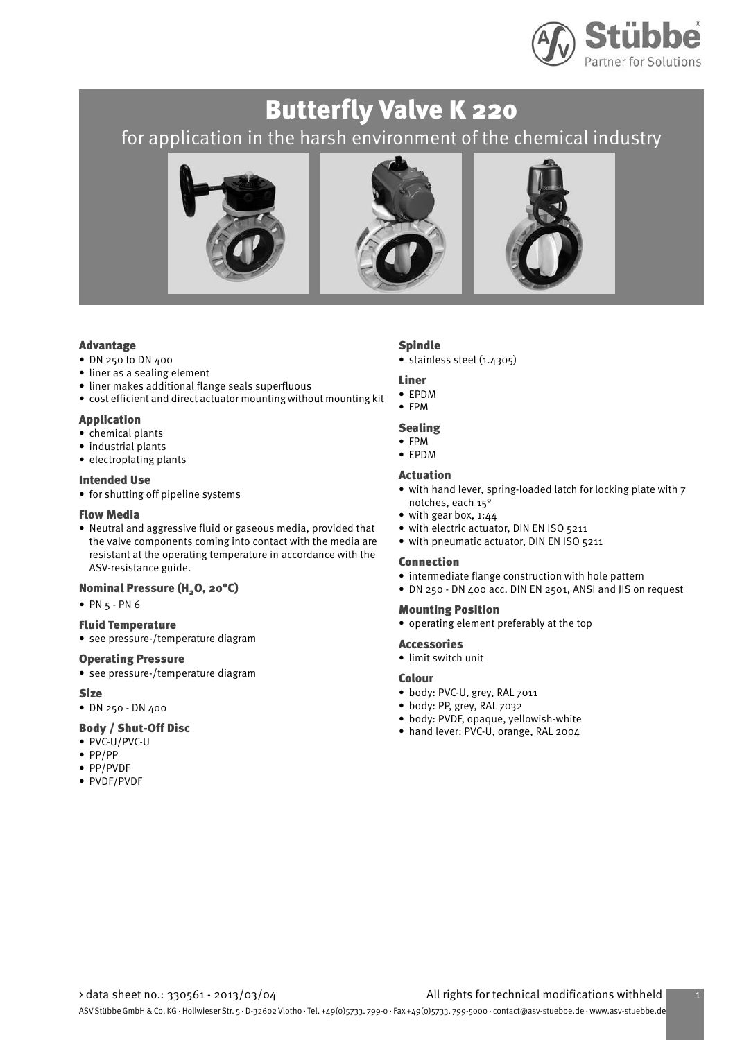# Butterfly Valve K 220

for application in the harsh environment of the chemical industry

### Advantage

- DN 250 to DN 400
- liner as a sealing element
- liner makes additional flange seals superfluous
- cost efficient and direct actuator mounting without mounting kit

### Application

- chemical plants
- industrial plants
- electroplating plants

### Intended Use

- for shutting off pipeline systems

### Flow Media

- Neutral and aggressive fluid or gaseous media, provided that the valve components coming into contact with the media are resistant at the operating temperature in accordance with the ASV-resistance guide.

### Nominal Pressure ($H_2O$, 20°C)

- PN 5 - PN 6

### Fluid Temperature

- see pressure-/temperature diagram

### Operating Pressure

- see pressure-/temperature diagram

### Size

- DN 250 - DN 400

### Body / Shut-Off Disc

- PVC-U/PVC-U
- PP/PP
- PP/PVDF
- PVDF/PVDF

### Spindle

- stainless steel (1.4305)

### Liner

- EPDM
- FPM

### Sealing

- FPM
- EPDM

### Actuation

- with hand lever, spring-loaded latch for locking plate with 7 notches, each 15°
- with gear box, 1:44
- with electric actuator, DIN EN ISO 5211
- with pneumatic actuator, DIN EN ISO 5211

### Connection

- intermediate flange construction with hole pattern
- DN 250 - DN 400 acc. DIN EN 2501, ANSI and JIS on request

### Mounting Position

- operating element preferably at the top

### Accessories

- limit switch unit

### Colour

- body: PVC-U, grey, RAL 7011
- body: PP, grey, RAL 7032
- body: PVDF, opaque, yellowish-white
- hand lever: PVC-U, orange, RAL 2004

› data sheet no.: 330561 - 2013/03/04

All rights for technical modifications withheld

ASV Stübbe GmbH & Co. KG · Hollwieser Str. 5 · D-32602 Vlotho · Tel. +49(0)5733. 799-0 · Fax +49(0)5733. 799-5000 · contact@asv-stuebbe.de · www.asv-stuebbe.de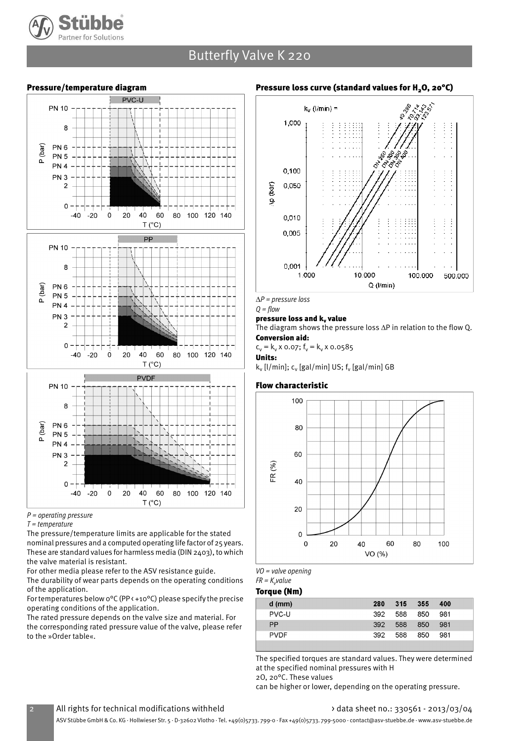# Butterfly Valve K 220

## Pressure/temperature diagram

*P = operating pressure*
*T = temperature*

The pressure/temperature limits are applicable for the stated nominal pressures and a computed operating life factor of 25 years. These are standard values for harmless media (DIN 2403), to which the valve material is resistant.

For other media please refer to the ASV resistance guide.

The durability of wear parts depends on the operating conditions of the application.

For temperatures below 0°C (PP < +10°C) please specify the precise operating conditions of the application.

The rated pressure depends on the valve size and material. For the corresponding rated pressure value of the valve, please refer to the »Order table«.

## Pressure loss curve (standard values for $H_2O$, 20°C)

*ΔP = pressure loss*
*Q = flow*

**pressure loss and $k_v$ value**

The diagram shows the pressure loss ΔP in relation to the flow Q.

**Conversion aid:**

$c_v = k_v \times 0.07$; $f_v = k_v \times 0.0585$

**Units:**

$k_v$ [l/min]; $c_v$ [gal/min] US; $f_v$ [gal/min] GB

## Flow characteristic

*VO = valve opening*
*FR = $K_v$value*

## Torque (Nm)

| d (mm) | 280 | 315 | 355 | 400 |
|---|---|---|---|---|
| PVC-U | 392 | 588 | 850 | 981 |
| PP | 392 | 588 | 850 | 981 |
| PVDF | 392 | 588 | 850 | 981 |

The specified torques are standard values. They were determined at the specified nominal pressures with H
2O, 20°C. These values
can be higher or lower, depending on the operating pressure.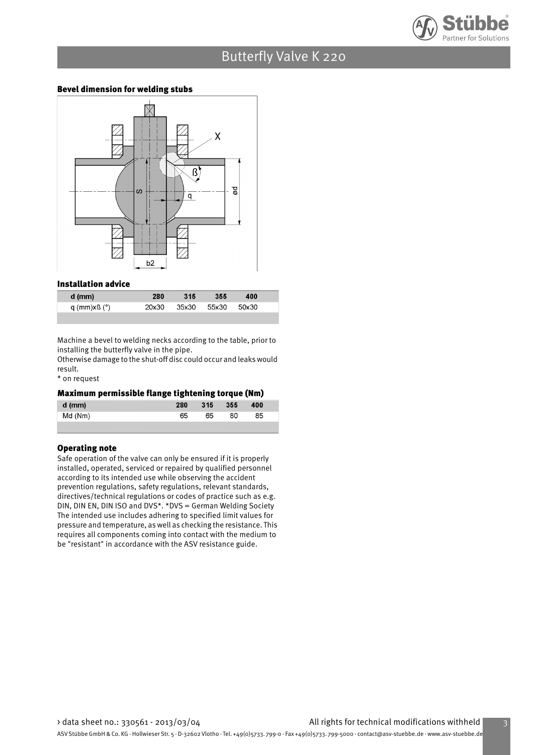### Bevel dimension for welding stubs

### Installation advice

| d (mm) | 280 | 315 | 355 | 400 |
|---|---|---|---|---|
| q (mm)xß (°) | 20x30 | 35x30 | 55x30 | 50x30 |

Machine a bevel to welding necks according to the table, prior to installing the butterfly valve in the pipe.
Otherwise damage to the shut-off disc could occur and leaks would result.
* on request

### Maximum permissible flange tightening torque (Nm)

| d (mm) | 280 | 315 | 355 | 400 |
|---|---|---|---|---|
| Md (Nm) | 65 | 65 | 80 | 85 |

### Operating note

Safe operation of the valve can only be ensured if it is properly installed, operated, serviced or repaired by qualified personnel according to its intended use while observing the accident prevention regulations, safety regulations, relevant standards, directives/technical regulations or codes of practice such as e.g. DIN, DIN EN, DIN ISO and DVS*. *DVS = German Welding Society
The intended use includes adhering to specified limit values for pressure and temperature, as well as checking the resistance. This requires all components coming into contact with the medium to be "resistant" in accordance with the ASV resistance guide.

› data sheet no.: 330561 - 2013/03/04 All rights for technical modifications withheld

ASV Stübbe GmbH & Co. KG · Hollwieser Str. 5 · D-32602 Vlotho · Tel. +49(0)5733. 799-0 · Fax +49(0)5733. 799-5000 · contact@asv-stuebbe.de · www.asv-stuebbe.de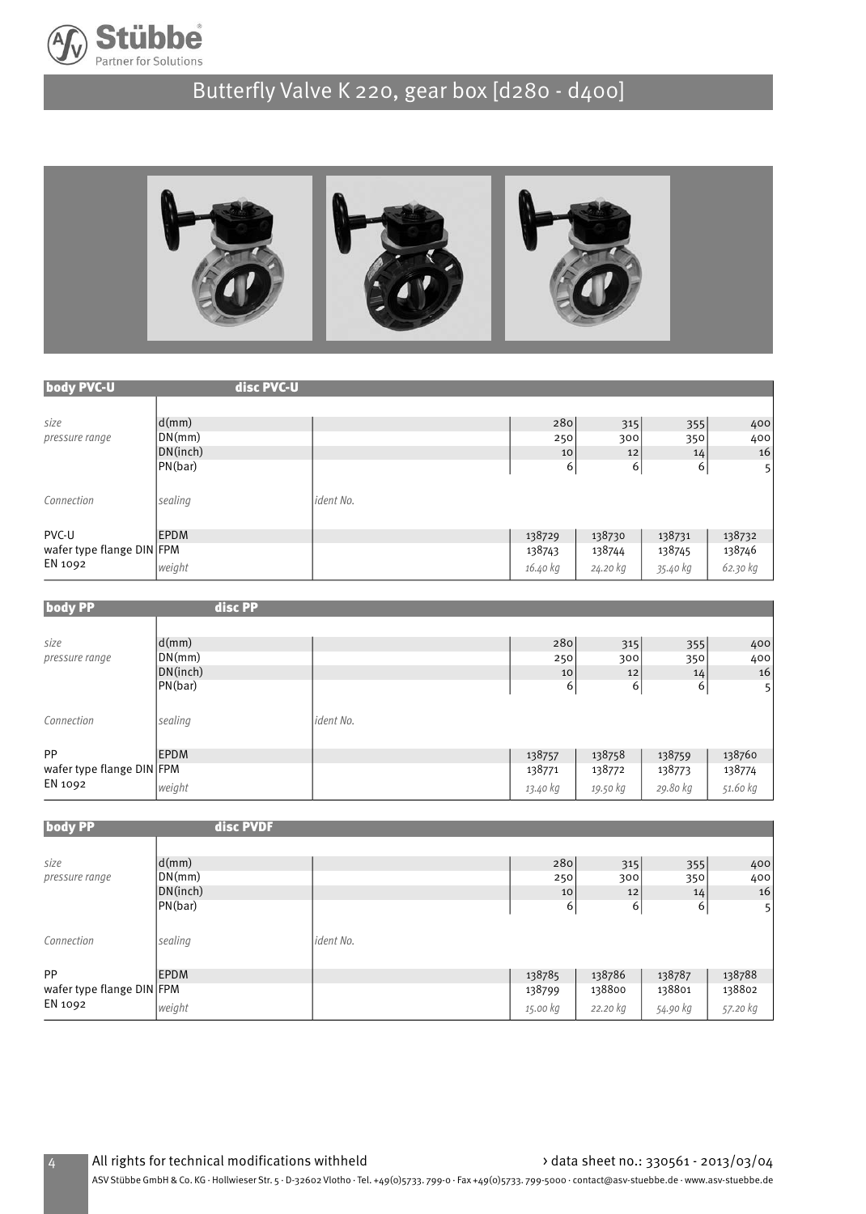# Butterfly Valve K 220, gear box [d280 - d400]

| **body PVC-U** | **disc PVC-U** | | | | | |
|---|---|---|---|---|---|---|
| *size* | d(mm) | | 280 | 315 | 355 | 400 |
| *pressure range* | DN(mm) | | 250 | 300 | 350 | 400 |
| | DN(inch) | | 10 | 12 | 14 | 16 |
| | PN(bar) | | 6 | 6 | 6 | 5 |
| *Connection* | *sealing* | *ident No.* | | | | |
| PVC-U | EPDM | | 138729 | 138730 | 138731 | 138732 |
| wafer type flange DIN | FPM | | 138743 | 138744 | 138745 | 138746 |
| EN 1092 | *weight* | | *16.40 kg* | *24.20 kg* | *35.40 kg* | *62.30 kg* |

| **body PP** | **disc PP** | | | | | |
|---|---|---|---|---|---|---|
| *size* | d(mm) | | 280 | 315 | 355 | 400 |
| *pressure range* | DN(mm) | | 250 | 300 | 350 | 400 |
| | DN(inch) | | 10 | 12 | 14 | 16 |
| | PN(bar) | | 6 | 6 | 6 | 5 |
| *Connection* | *sealing* | *ident No.* | | | | |
| PP | EPDM | | 138757 | 138758 | 138759 | 138760 |
| wafer type flange DIN | FPM | | 138771 | 138772 | 138773 | 138774 |
| EN 1092 | *weight* | | *13.40 kg* | *19.50 kg* | *29.80 kg* | *51.60 kg* |

| **body PP** | **disc PVDF** | | | | | |
|---|---|---|---|---|---|---|
| *size* | d(mm) | | 280 | 315 | 355 | 400 |
| *pressure range* | DN(mm) | | 250 | 300 | 350 | 400 |
| | DN(inch) | | 10 | 12 | 14 | 16 |
| | PN(bar) | | 6 | 6 | 6 | 5 |
| *Connection* | *sealing* | *ident No.* | | | | |
| PP | EPDM | | 138785 | 138786 | 138787 | 138788 |
| wafer type flange DIN | FPM | | 138799 | 138800 | 138801 | 138802 |
| EN 1092 | *weight* | | *15.00 kg* | *22.20 kg* | *54.90 kg* | *57.20 kg* |

All rights for technical modifications withheld

› data sheet no.: 330561 - 2013/03/04

ASV Stübbe GmbH & Co. KG · Hollwieser Str. 5 · D-32602 Vlotho · Tel. +49(0)5733. 799-0 · Fax +49(0)5733. 799-5000 · contact@asv-stuebbe.de · www.asv-stuebbe.de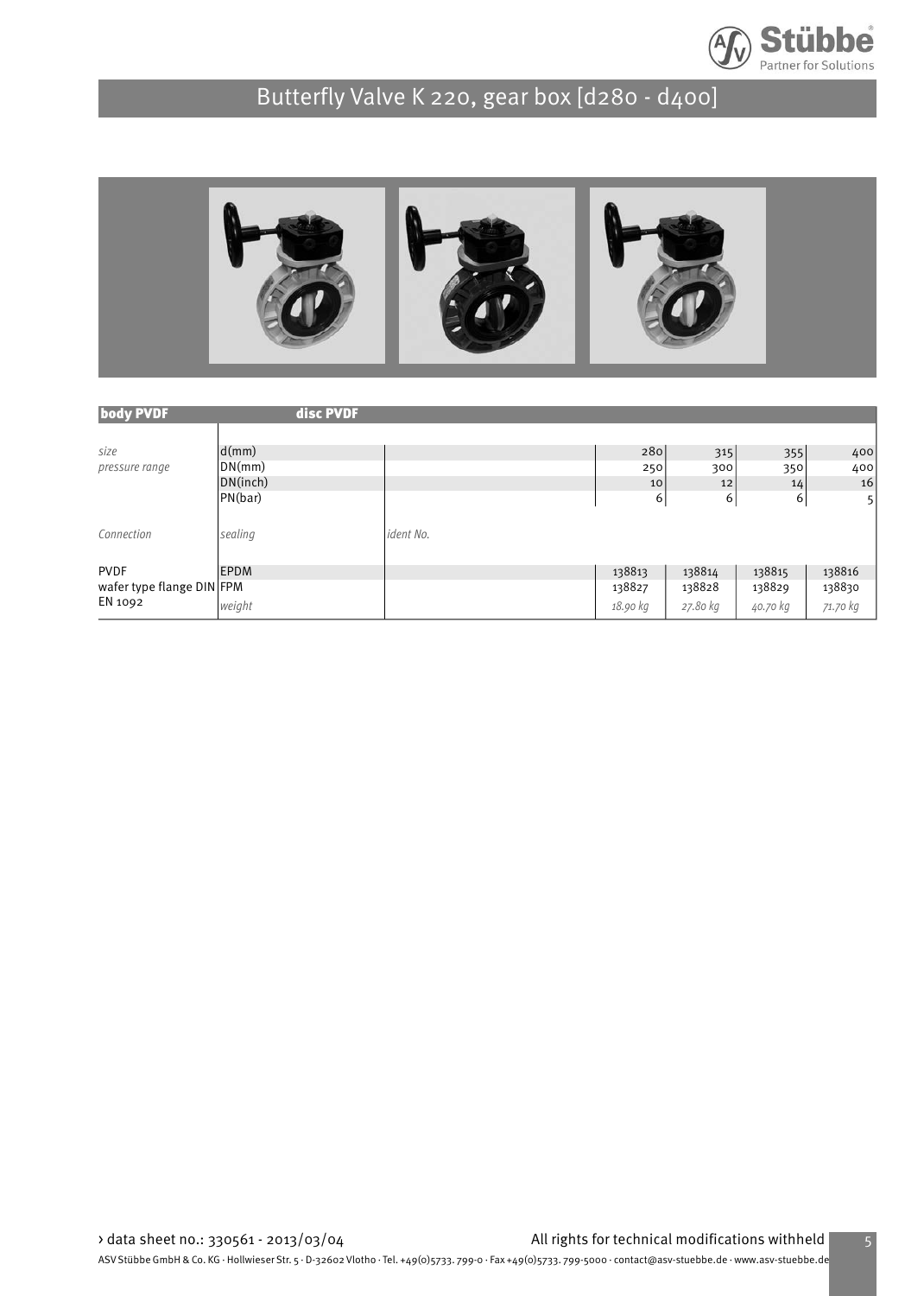# Butterfly Valve K 220, gear box [d280 - d400]

| body PVDF | disc PVDF | | | | | |
|---|---|---|---|---|---|---|
| *size* | d(mm) | | 280 | 315 | 355 | 400 |
| *pressure range* | DN(mm) | | 250 | 300 | 350 | 400 |
| | DN(inch) | | 10 | 12 | 14 | 16 |
| | PN(bar) | | 6 | 6 | 6 | 5 |
| *Connection* | *sealing* | *ident No.* | | | | |
| PVDF | EPDM | | 138813 | 138814 | 138815 | 138816 |
| wafer type flange DIN | FPM | | 138827 | 138828 | 138829 | 138830 |
| EN 1092 | *weight* | | *18.90 kg* | *27.80 kg* | *40.70 kg* | *71.70 kg* |

› data sheet no.: 330561 - 2013/03/04

All rights for technical modifications withheld

ASV Stübbe GmbH & Co. KG · Hollwieser Str. 5 · D-32602 Vlotho · Tel. +49(0)5733. 799-0 · Fax +49(0)5733. 799-5000 · contact@asv-stuebbe.de · www.asv-stuebbe.de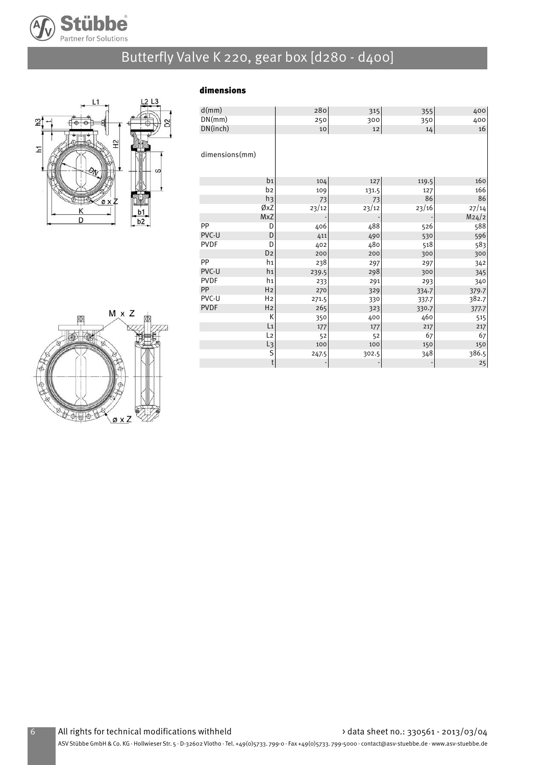# Butterfly Valve K 220, gear box [d280 - d400]

### dimensions

| d(mm) | | 280 | 315 | 355 | 400 |
|---|---|---|---|---|---|
| DN(mm) | | 250 | 300 | 350 | 400 |
| DN(inch) | | 10 | 12 | 14 | 16 |
| dimensions(mm) | | | | | |
| | b1 | 104 | 127 | 119.5 | 160 |
| | b2 | 109 | 131.5 | 127 | 166 |
| | h3 | 73 | 73 | 86 | 86 |
| | ØxZ | 23/12 | 23/12 | 23/16 | 27/14 |
| | MxZ | - | - | - | M24/2 |
| PP | D | 406 | 488 | 526 | 588 |
| PVC-U | D | 411 | 490 | 530 | 596 |
| PVDF | D | 402 | 480 | 518 | 583 |
| | D2 | 200 | 200 | 300 | 300 |
| PP | h1 | 238 | 297 | 297 | 342 |
| PVC-U | h1 | 239.5 | 298 | 300 | 345 |
| PVDF | h1 | 233 | 291 | 293 | 340 |
| PP | H2 | 270 | 329 | 334.7 | 379.7 |
| PVC-U | H2 | 271.5 | 330 | 337.7 | 382.7 |
| PVDF | H2 | 265 | 323 | 330.7 | 377.7 |
| | K | 350 | 400 | 460 | 515 |
| | L1 | 177 | 177 | 217 | 217 |
| | L2 | 52 | 52 | 67 | 67 |
| | L3 | 100 | 100 | 150 | 150 |
| | S | 247.5 | 302.5 | 348 | 386.5 |
| | t | - | - | - | 25 |

All rights for technical modifications withheld

› data sheet no.: 330561 - 2013/03/04

ASV Stübbe GmbH & Co. KG · Hollwieser Str. 5 · D-32602 Vlotho · Tel. +49(0)5733. 799-0 · Fax +49(0)5733. 799-5000 · contact@asv-stuebbe.de · www.asv-stuebbe.de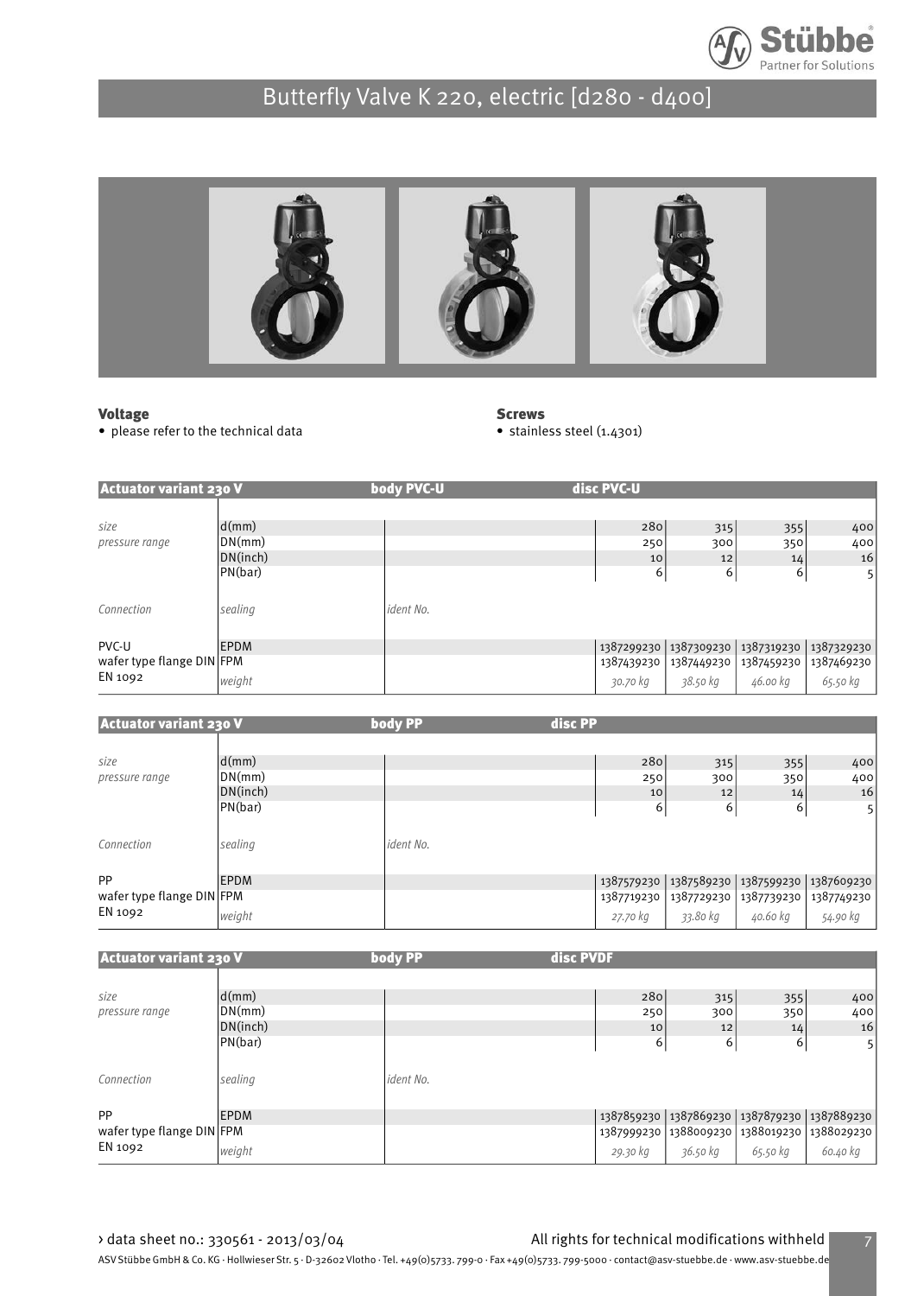# Butterfly Valve K 220, electric [d280 - d400]

**Voltage**
- please refer to the technical data

**Screws**
- stainless steel (1.4301)

| Actuator variant 230 V | | body PVC-U | disc PVC-U | | | |
|---|---|---|---|---|---|---|
| *size* | d(mm) | | 280 | 315 | 355 | 400 |
| *pressure range* | DN(mm) | | 250 | 300 | 350 | 400 |
| | DN(inch) | | 10 | 12 | 14 | 16 |
| | PN(bar) | | 6 | 6 | 6 | 5 |
| *Connection* | *sealing* | *ident No.* | | | | |
| PVC-U | EPDM | | 1387299230 | 1387309230 | 1387319230 | 1387329230 |
| wafer type flange DIN | FPM | | 1387439230 | 1387449230 | 1387459230 | 1387469230 |
| EN 1092 | *weight* | | *30.70 kg* | *38.50 kg* | *46.00 kg* | *65.50 kg* |

| Actuator variant 230 V | | body PP | disc PP | | | |
|---|---|---|---|---|---|---|
| *size* | d(mm) | | 280 | 315 | 355 | 400 |
| *pressure range* | DN(mm) | | 250 | 300 | 350 | 400 |
| | DN(inch) | | 10 | 12 | 14 | 16 |
| | PN(bar) | | 6 | 6 | 6 | 5 |
| *Connection* | *sealing* | *ident No.* | | | | |
| PP | EPDM | | 1387579230 | 1387589230 | 1387599230 | 1387609230 |
| wafer type flange DIN | FPM | | 1387719230 | 1387729230 | 1387739230 | 1387749230 |
| EN 1092 | *weight* | | *27.70 kg* | *33.80 kg* | *40.60 kg* | *54.90 kg* |

| Actuator variant 230 V | | body PP | disc PVDF | | | |
|---|---|---|---|---|---|---|
| *size* | d(mm) | | 280 | 315 | 355 | 400 |
| *pressure range* | DN(mm) | | 250 | 300 | 350 | 400 |
| | DN(inch) | | 10 | 12 | 14 | 16 |
| | PN(bar) | | 6 | 6 | 6 | 5 |
| *Connection* | *sealing* | *ident No.* | | | | |
| PP | EPDM | | 1387859230 | 1387869230 | 1387879230 | 1387889230 |
| wafer type flange DIN | FPM | | 1387999230 | 1388009230 | 1388019230 | 1388029230 |
| EN 1092 | *weight* | | *29.30 kg* | *36.50 kg* | *65.50 kg* | *60.40 kg* |

› data sheet no.: 330561 - 2013/03/04

All rights for technical modifications withheld

ASV Stübbe GmbH & Co. KG · Hollwieser Str. 5 · D-32602 Vlotho · Tel. +49(0)5733. 799-0 · Fax +49(0)5733. 799-5000 · contact@asv-stuebbe.de · www.asv-stuebbe.de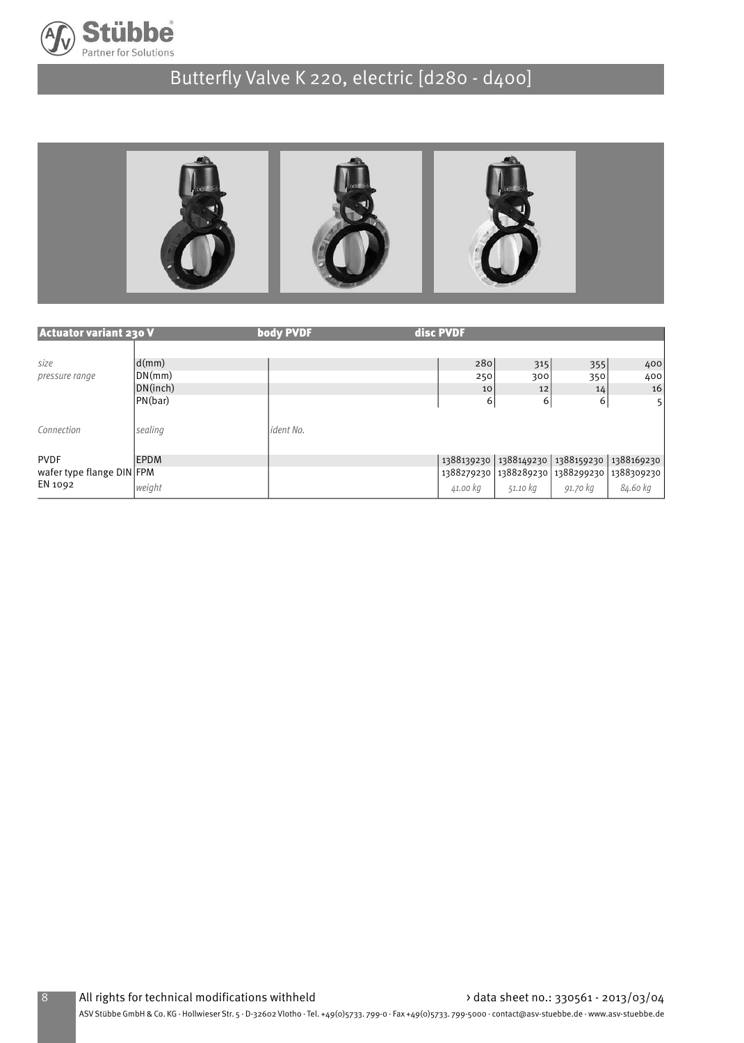# Butterfly Valve K 220, electric [d280 - d400]

| Actuator variant 230 V | | body PVDF | disc PVDF | | | |
|---|---|---|---|---|---|---|
| *size* | d(mm) | | 280 | 315 | 355 | 400 |
| *pressure range* | DN(mm) | | 250 | 300 | 350 | 400 |
| | DN(inch) | | 10 | 12 | 14 | 16 |
| | PN(bar) | | 6 | 6 | 6 | 5 |
| *Connection* | *sealing* | *ident No.* | | | | |
| PVDF | EPDM | | 1388139230 | 1388149230 | 1388159230 | 1388169230 |
| wafer type flange DIN | FPM | | 1388279230 | 1388289230 | 1388299230 | 1388309230 |
| EN 1092 | *weight* | | *41.00 kg* | *51.10 kg* | *91.70 kg* | *84.60 kg* |

All rights for technical modifications withheld

› data sheet no.: 330561 - 2013/03/04

ASV Stübbe GmbH & Co. KG · Hollwieser Str. 5 · D-32602 Vlotho · Tel. +49(0)5733. 799-0 · Fax +49(0)5733. 799-5000 · contact@asv-stuebbe.de · www.asv-stuebbe.de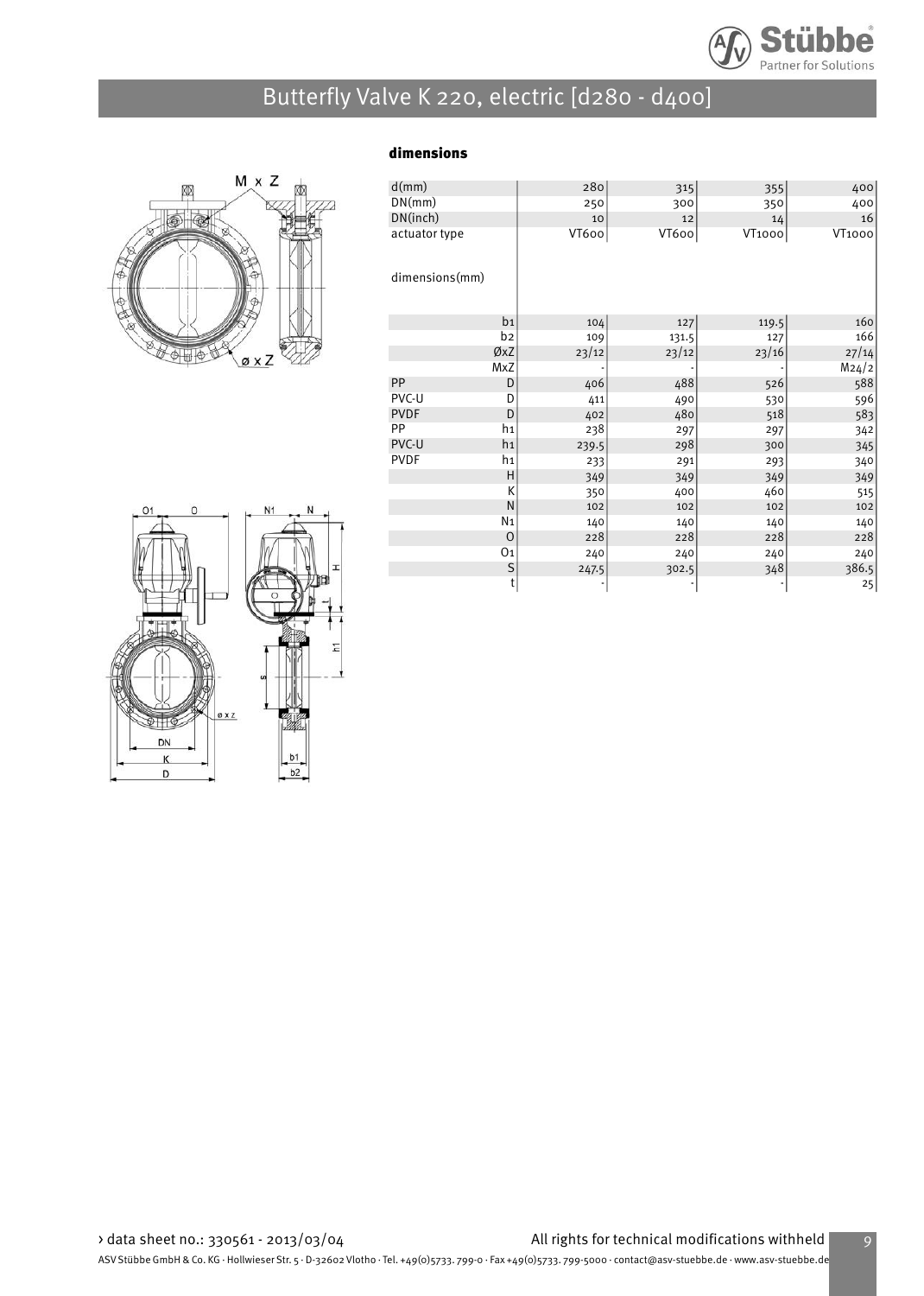# Butterfly Valve K 220, electric [d280 - d400]

### dimensions

| d(mm) | | 280 | 315 | 355 | 400 |
|---|---|---|---|---|---|
| DN(mm) | | 250 | 300 | 350 | 400 |
| DN(inch) | | 10 | 12 | 14 | 16 |
| actuator type | | VT600 | VT600 | VT1000 | VT1000 |
| dimensions(mm) | | | | | |
| | b1 | 104 | 127 | 119.5 | 160 |
| | b2 | 109 | 131.5 | 127 | 166 |
| | ØxZ | 23/12 | 23/12 | 23/16 | 27/14 |
| | MxZ | - | - | - | M24/2 |
| PP | D | 406 | 488 | 526 | 588 |
| PVC-U | D | 411 | 490 | 530 | 596 |
| PVDF | D | 402 | 480 | 518 | 583 |
| PP | h1 | 238 | 297 | 297 | 342 |
| PVC-U | h1 | 239.5 | 298 | 300 | 345 |
| PVDF | h1 | 233 | 291 | 293 | 340 |
| | H | 349 | 349 | 349 | 349 |
| | K | 350 | 400 | 460 | 515 |
| | N | 102 | 102 | 102 | 102 |
| | N1 | 140 | 140 | 140 | 140 |
| | O | 228 | 228 | 228 | 228 |
| | O1 | 240 | 240 | 240 | 240 |
| | S | 247.5 | 302.5 | 348 | 386.5 |
| | t | - | - | - | 25 |

› data sheet no.: 330561 - 2013/03/04 All rights for technical modifications withheld

ASV Stübbe GmbH & Co. KG · Hollwieser Str. 5 · D-32602 Vlotho · Tel. +49(0)5733. 799-0 · Fax +49(0)5733. 799-5000 · contact@asv-stuebbe.de · www.asv-stuebbe.de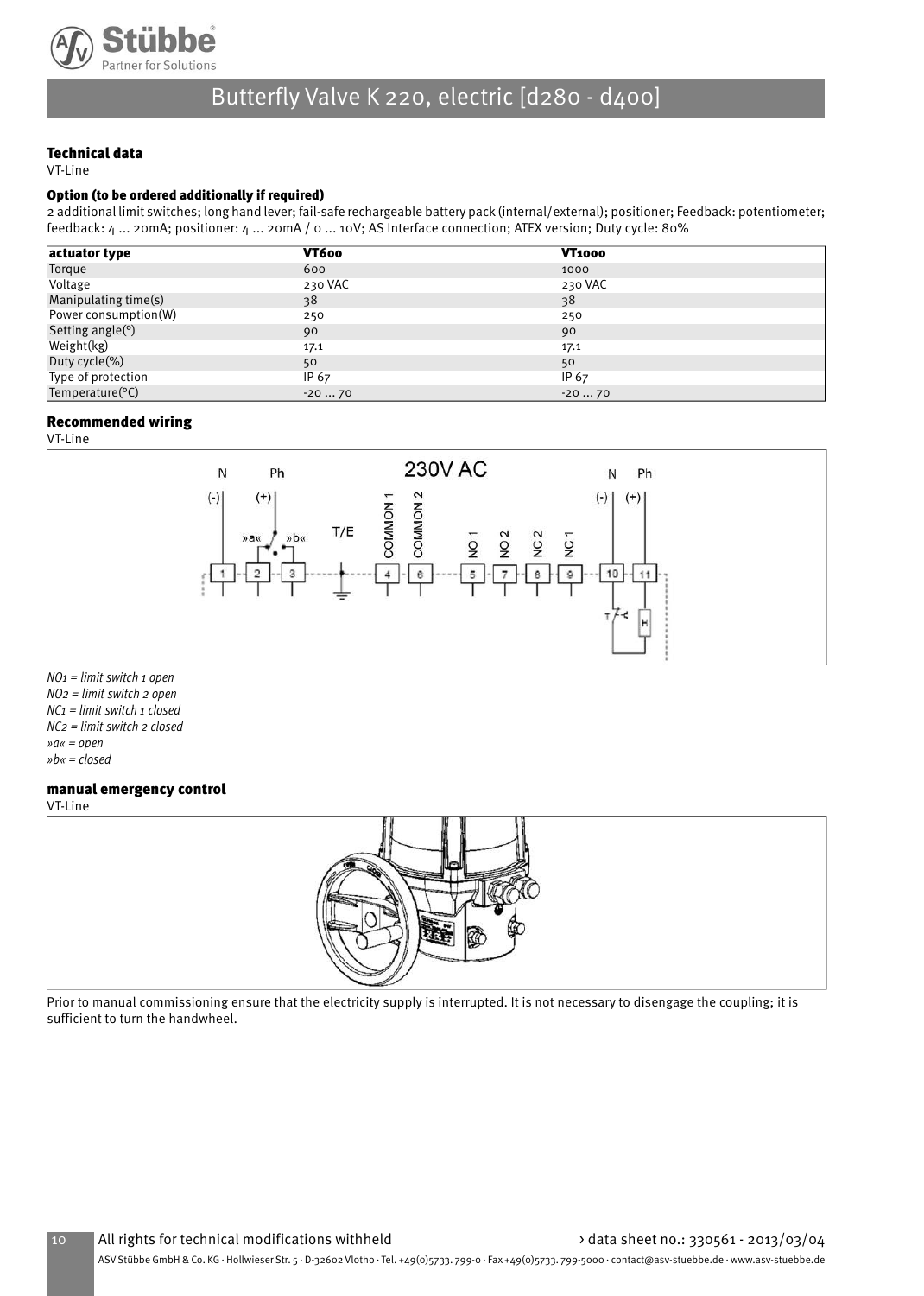# Butterfly Valve K 220, electric [d280 - d400]

### Technical data

VT-Line

#### Option (to be ordered additionally if required)

2 additional limit switches; long hand lever; fail-safe rechargeable battery pack (internal/external); positioner; Feedback: potentiometer; feedback: 4 ... 20mA; positioner: 4 ... 20mA / 0 ... 10V; AS Interface connection; ATEX version; Duty cycle: 80%

| actuator type | VT600 | VT1000 |
|---|---|---|
| Torque | 600 | 1000 |
| Voltage | 230 VAC | 230 VAC |
| Manipulating time(s) | 38 | 38 |
| Power consumption(W) | 250 | 250 |
| Setting angle(°) | 90 | 90 |
| Weight(kg) | 17.1 | 17.1 |
| Duty cycle(%) | 50 | 50 |
| Type of protection | IP 67 | IP 67 |
| Temperature(°C) | -20 ... 70 | -20 ... 70 |

### Recommended wiring

VT-Line

*NO1 = limit switch 1 open*
*NO2 = limit switch 2 open*
*NC1 = limit switch 1 closed*
*NC2 = limit switch 2 closed*
*»a« = open*
*»b« = closed*

### manual emergency control

VT-Line

Prior to manual commissioning ensure that the electricity supply is interrupted. It is not necessary to disengage the coupling; it is sufficient to turn the handwheel.

All rights for technical modifications withheld

› data sheet no.: 330561 - 2013/03/04

ASV Stübbe GmbH & Co. KG · Hollwieser Str. 5 · D-32602 Vlotho · Tel. +49(0)5733. 799-0 · Fax +49(0)5733. 799-5000 · contact@asv-stuebbe.de · www.asv-stuebbe.de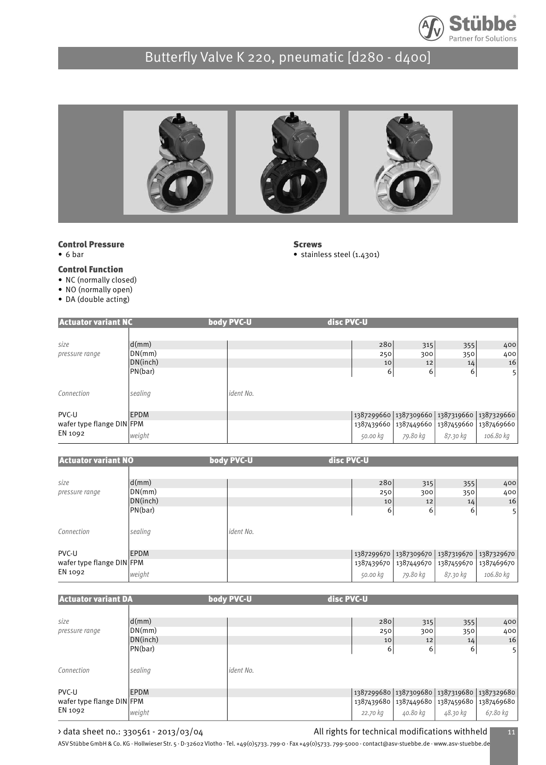# Butterfly Valve K 220, pneumatic [d280 - d400]

### Control Pressure

- 6 bar

### Control Function

- NC (normally closed)
- NO (normally open)
- DA (double acting)

### Screws

- stainless steel (1.4301)

| Actuator variant NC | | body PVC-U | disc PVC-U | | | |
|---|---|---|---|---|---|---|
| size | d(mm) | | 280 | 315 | 355 | 400 |
| pressure range | DN(mm) | | 250 | 300 | 350 | 400 |
| | DN(inch) | | 10 | 12 | 14 | 16 |
| | PN(bar) | | 6 | 6 | 6 | 5 |
| Connection | sealing | ident No. | | | | |
| PVC-U | EPDM | | 1387299660 | 1387309660 | 1387319660 | 1387329660 |
| wafer type flange DIN | FPM | | 1387439660 | 1387449660 | 1387459660 | 1387469660 |
| EN 1092 | weight | | 50.00 kg | 79.80 kg | 87.30 kg | 106.80 kg |

| Actuator variant NO | | body PVC-U | disc PVC-U | | | |
|---|---|---|---|---|---|---|
| size | d(mm) | | 280 | 315 | 355 | 400 |
| pressure range | DN(mm) | | 250 | 300 | 350 | 400 |
| | DN(inch) | | 10 | 12 | 14 | 16 |
| | PN(bar) | | 6 | 6 | 6 | 5 |
| Connection | sealing | ident No. | | | | |
| PVC-U | EPDM | | 1387299670 | 1387309670 | 1387319670 | 1387329670 |
| wafer type flange DIN | FPM | | 1387439670 | 1387449670 | 1387459670 | 1387469670 |
| EN 1092 | weight | | 50.00 kg | 79.80 kg | 87.30 kg | 106.80 kg |

| Actuator variant DA | | body PVC-U | disc PVC-U | | | |
|---|---|---|---|---|---|---|
| size | d(mm) | | 280 | 315 | 355 | 400 |
| pressure range | DN(mm) | | 250 | 300 | 350 | 400 |
| | DN(inch) | | 10 | 12 | 14 | 16 |
| | PN(bar) | | 6 | 6 | 6 | 5 |
| Connection | sealing | ident No. | | | | |
| PVC-U | EPDM | | 1387299680 | 1387309680 | 1387319680 | 1387329680 |
| wafer type flange DIN | FPM | | 1387439680 | 1387449680 | 1387459680 | 1387469680 |
| EN 1092 | weight | | 22.70 kg | 40.80 kg | 48.30 kg | 67.80 kg |

› data sheet no.: 330561 - 2013/03/04

All rights for technical modifications withheld

ASV Stübbe GmbH & Co. KG · Hollwieser Str. 5 · D-32602 Vlotho · Tel. +49(0)5733. 799-0 · Fax +49(0)5733. 799-5000 · contact@asv-stuebbe.de · www.asv-stuebbe.de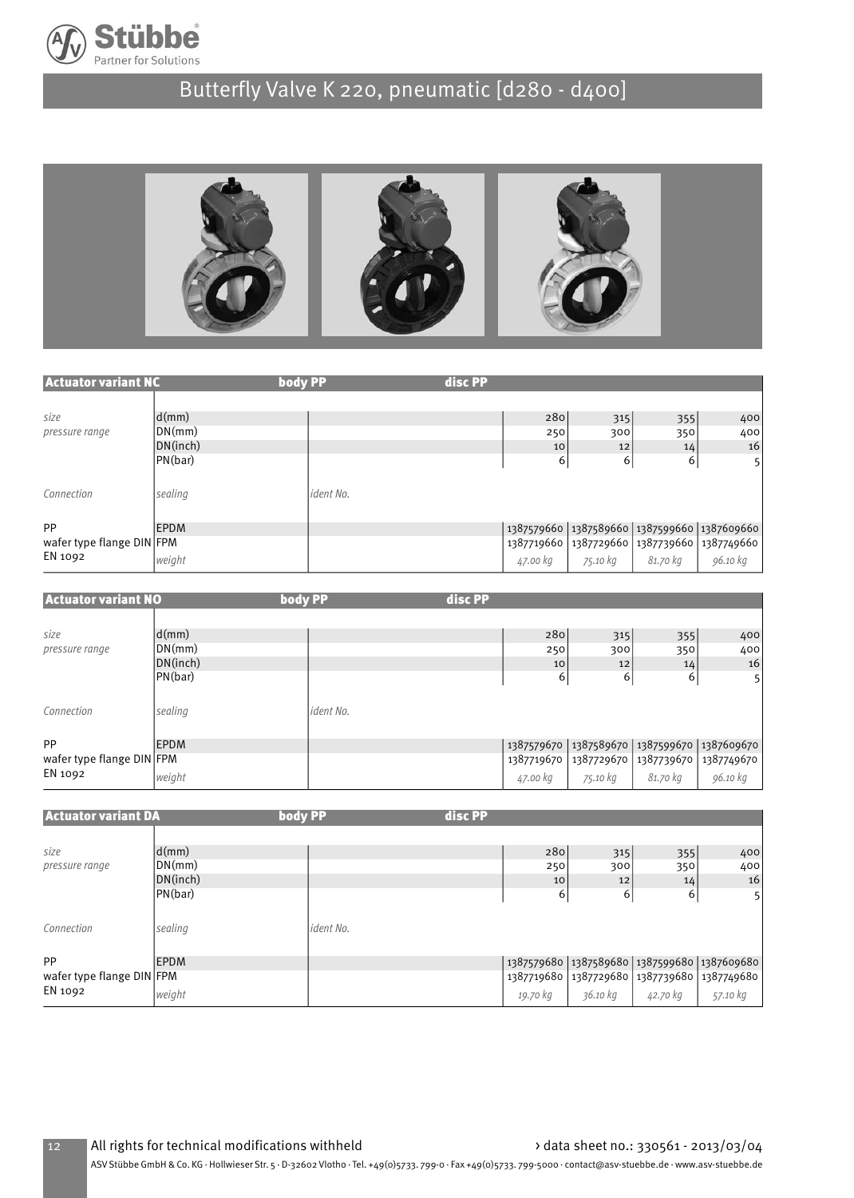# Butterfly Valve K 220, pneumatic [d280 - d400]

| Actuator variant NC | | body PP | disc PP | | | |
|---|---|---|---|---|---|---|
| *size* | d(mm) | | 280 | 315 | 355 | 400 |
| *pressure range* | DN(mm) | | 250 | 300 | 350 | 400 |
| | DN(inch) | | 10 | 12 | 14 | 16 |
| | PN(bar) | | 6 | 6 | 6 | 5 |
| *Connection* | *sealing* | *ident No.* | | | | |
| PP | EPDM | | 1387579660 | 1387589660 | 1387599660 | 1387609660 |
| wafer type flange DIN EN 1092 | FPM | | 1387719660 | 1387729660 | 1387739660 | 1387749660 |
| | *weight* | | *47.00 kg* | *75.10 kg* | *81.70 kg* | *96.10 kg* |

| Actuator variant NO | | body PP | disc PP | | | |
|---|---|---|---|---|---|---|
| *size* | d(mm) | | 280 | 315 | 355 | 400 |
| *pressure range* | DN(mm) | | 250 | 300 | 350 | 400 |
| | DN(inch) | | 10 | 12 | 14 | 16 |
| | PN(bar) | | 6 | 6 | 6 | 5 |
| *Connection* | *sealing* | *ident No.* | | | | |
| PP | EPDM | | 1387579670 | 1387589670 | 1387599670 | 1387609670 |
| wafer type flange DIN EN 1092 | FPM | | 1387719670 | 1387729670 | 1387739670 | 1387749670 |
| | *weight* | | *47.00 kg* | *75.10 kg* | *81.70 kg* | *96.10 kg* |

| Actuator variant DA | | body PP | disc PP | | | |
|---|---|---|---|---|---|---|
| *size* | d(mm) | | 280 | 315 | 355 | 400 |
| *pressure range* | DN(mm) | | 250 | 300 | 350 | 400 |
| | DN(inch) | | 10 | 12 | 14 | 16 |
| | PN(bar) | | 6 | 6 | 6 | 5 |
| *Connection* | *sealing* | *ident No.* | | | | |
| PP | EPDM | | 1387579680 | 1387589680 | 1387599680 | 1387609680 |
| wafer type flange DIN EN 1092 | FPM | | 1387719680 | 1387729680 | 1387739680 | 1387749680 |
| | *weight* | | *19.70 kg* | *36.10 kg* | *42.70 kg* | *57.10 kg* |

All rights for technical modifications withheld

› data sheet no.: 330561 - 2013/03/04

ASV Stübbe GmbH & Co. KG · Hollwieser Str. 5 · D-32602 Vlotho · Tel. +49(0)5733. 799-0 · Fax +49(0)5733. 799-5000 · contact@asv-stuebbe.de · www.asv-stuebbe.de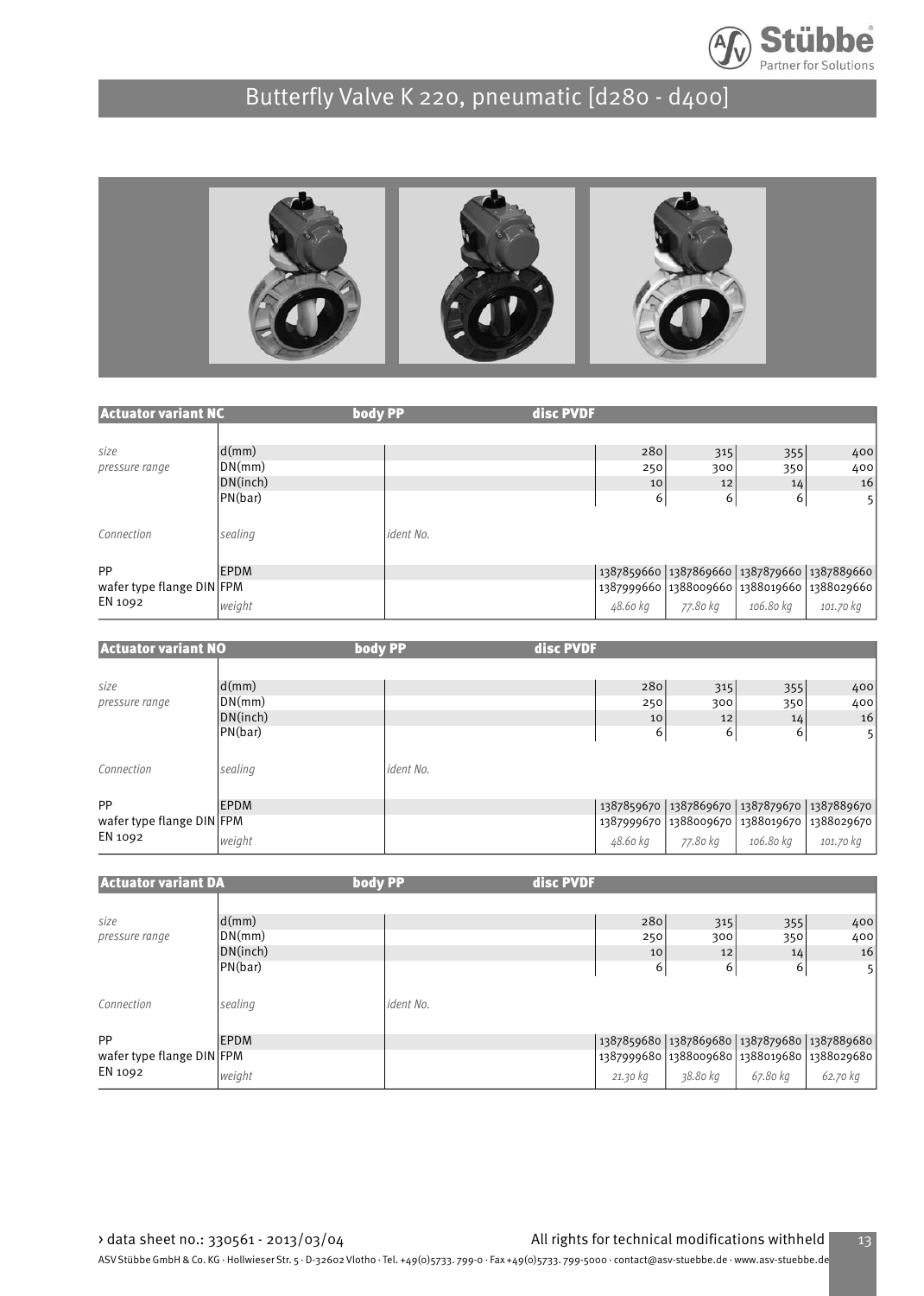# Butterfly Valve K 220, pneumatic [d280 - d400]

| Actuator variant NC | body PP | disc PVDF | | | | |
|---|---|---|---|---|---|---|
| *size* | d(mm) | | 280 | 315 | 355 | 400 |
| *pressure range* | DN(mm) | | 250 | 300 | 350 | 400 |
| | DN(inch) | | 10 | 12 | 14 | 16 |
| | PN(bar) | | 6 | 6 | 6 | 5 |
| *Connection* | *sealing* | *ident No.* | | | | |
| PP | EPDM | | 1387859660 | 1387869660 | 1387879660 | 1387889660 |
| wafer type flange DIN | FPM | | 1387999660 | 1388009660 | 1388019660 | 1388029660 |
| EN 1092 | *weight* | | *48.60 kg* | *77.80 kg* | *106.80 kg* | *101.70 kg* |

| Actuator variant NO | body PP | disc PVDF | | | | |
|---|---|---|---|---|---|---|
| *size* | d(mm) | | 280 | 315 | 355 | 400 |
| *pressure range* | DN(mm) | | 250 | 300 | 350 | 400 |
| | DN(inch) | | 10 | 12 | 14 | 16 |
| | PN(bar) | | 6 | 6 | 6 | 5 |
| *Connection* | *sealing* | *ident No.* | | | | |
| PP | EPDM | | 1387859670 | 1387869670 | 1387879670 | 1387889670 |
| wafer type flange DIN | FPM | | 1387999670 | 1388009670 | 1388019670 | 1388029670 |
| EN 1092 | *weight* | | *48.60 kg* | *77.80 kg* | *106.80 kg* | *101.70 kg* |

| Actuator variant DA | body PP | disc PVDF | | | | |
|---|---|---|---|---|---|---|
| *size* | d(mm) | | 280 | 315 | 355 | 400 |
| *pressure range* | DN(mm) | | 250 | 300 | 350 | 400 |
| | DN(inch) | | 10 | 12 | 14 | 16 |
| | PN(bar) | | 6 | 6 | 6 | 5 |
| *Connection* | *sealing* | *ident No.* | | | | |
| PP | EPDM | | 1387859680 | 1387869680 | 1387879680 | 1387889680 |
| wafer type flange DIN | FPM | | 1387999680 | 1388009680 | 1388019680 | 1388029680 |
| EN 1092 | *weight* | | *21.30 kg* | *38.80 kg* | *67.80 kg* | *62.70 kg* |

› data sheet no.: 330561 - 2013/03/04 All rights for technical modifications withheld

ASV Stübbe GmbH & Co. KG · Hollwieser Str. 5 · D-32602 Vlotho · Tel. +49(0)5733. 799-0 · Fax +49(0)5733. 799-5000 · contact@asv-stuebbe.de · www.asv-stuebbe.de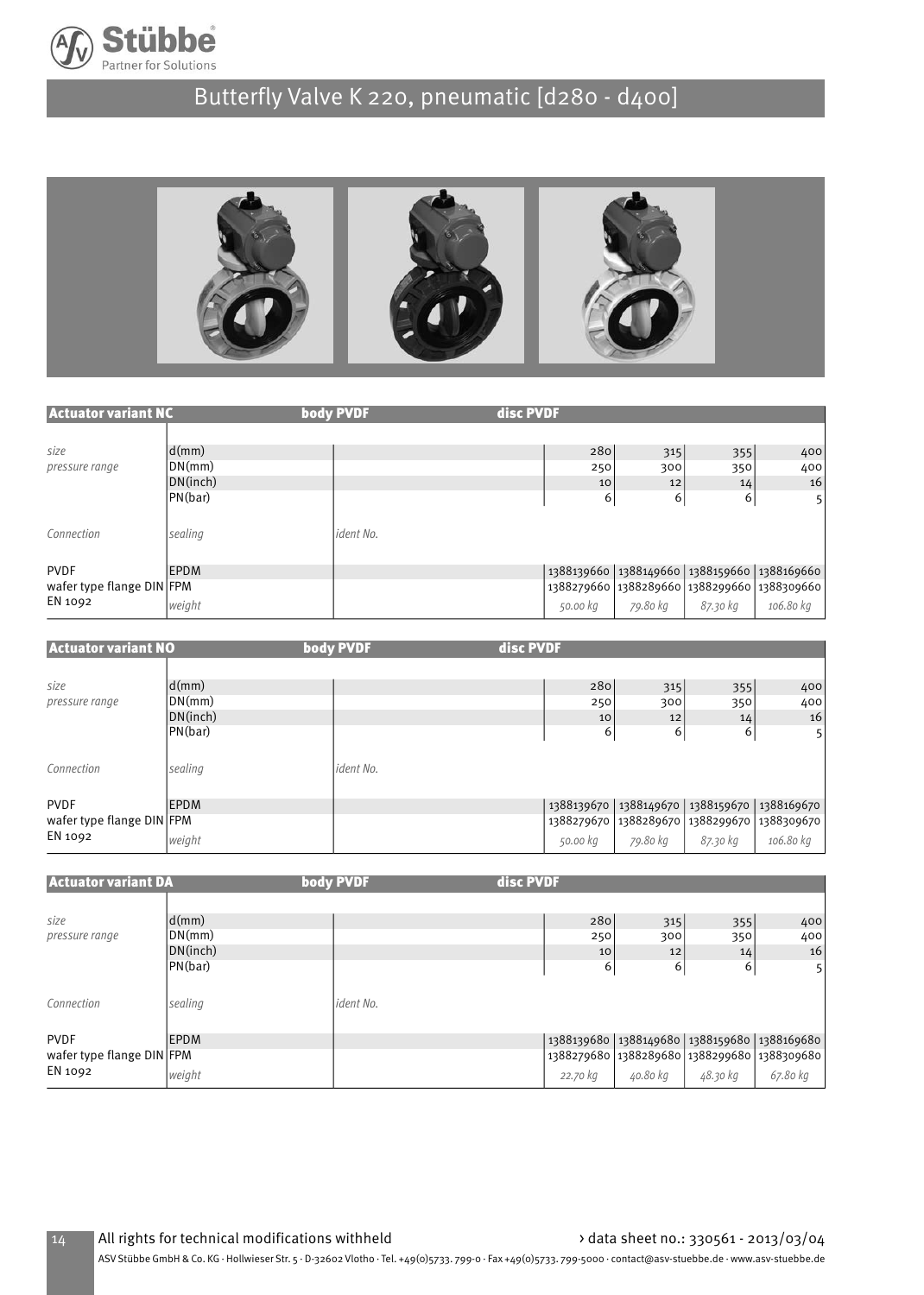# Butterfly Valve K 220, pneumatic [d280 - d400]

| Actuator variant NC | | body PVDF | disc PVDF | | | |
|---|---|---|---|---|---|---|
| *size* | d(mm) | | 280 | 315 | 355 | 400 |
| *pressure range* | DN(mm) | | 250 | 300 | 350 | 400 |
| | DN(inch) | | 10 | 12 | 14 | 16 |
| | PN(bar) | | 6 | 6 | 6 | 5 |
| *Connection* | *sealing* | *ident No.* | | | | |
| PVDF | EPDM | | 1388139660 | 1388149660 | 1388159660 | 1388169660 |
| wafer type flange DIN | FPM | | 1388279660 | 1388289660 | 1388299660 | 1388309660 |
| EN 1092 | *weight* | | *50.00 kg* | *79.80 kg* | *87.30 kg* | *106.80 kg* |

| Actuator variant NO | | body PVDF | disc PVDF | | | |
|---|---|---|---|---|---|---|
| *size* | d(mm) | | 280 | 315 | 355 | 400 |
| *pressure range* | DN(mm) | | 250 | 300 | 350 | 400 |
| | DN(inch) | | 10 | 12 | 14 | 16 |
| | PN(bar) | | 6 | 6 | 6 | 5 |
| *Connection* | *sealing* | *ident No.* | | | | |
| PVDF | EPDM | | 1388139670 | 1388149670 | 1388159670 | 1388169670 |
| wafer type flange DIN | FPM | | 1388279670 | 1388289670 | 1388299670 | 1388309670 |
| EN 1092 | *weight* | | *50.00 kg* | *79.80 kg* | *87.30 kg* | *106.80 kg* |

| Actuator variant DA | | body PVDF | disc PVDF | | | |
|---|---|---|---|---|---|---|
| *size* | d(mm) | | 280 | 315 | 355 | 400 |
| *pressure range* | DN(mm) | | 250 | 300 | 350 | 400 |
| | DN(inch) | | 10 | 12 | 14 | 16 |
| | PN(bar) | | 6 | 6 | 6 | 5 |
| *Connection* | *sealing* | *ident No.* | | | | |
| PVDF | EPDM | | 1388139680 | 1388149680 | 1388159680 | 1388169680 |
| wafer type flange DIN | FPM | | 1388279680 | 1388289680 | 1388299680 | 1388309680 |
| EN 1092 | *weight* | | *22.70 kg* | *40.80 kg* | *48.30 kg* | *67.80 kg* |

All rights for technical modifications withheld

› data sheet no.: 330561 - 2013/03/04

ASV Stübbe GmbH & Co. KG · Hollwieser Str. 5 · D-32602 Vlotho · Tel. +49(0)5733. 799-0 · Fax +49(0)5733. 799-5000 · contact@asv-stuebbe.de · www.asv-stuebbe.de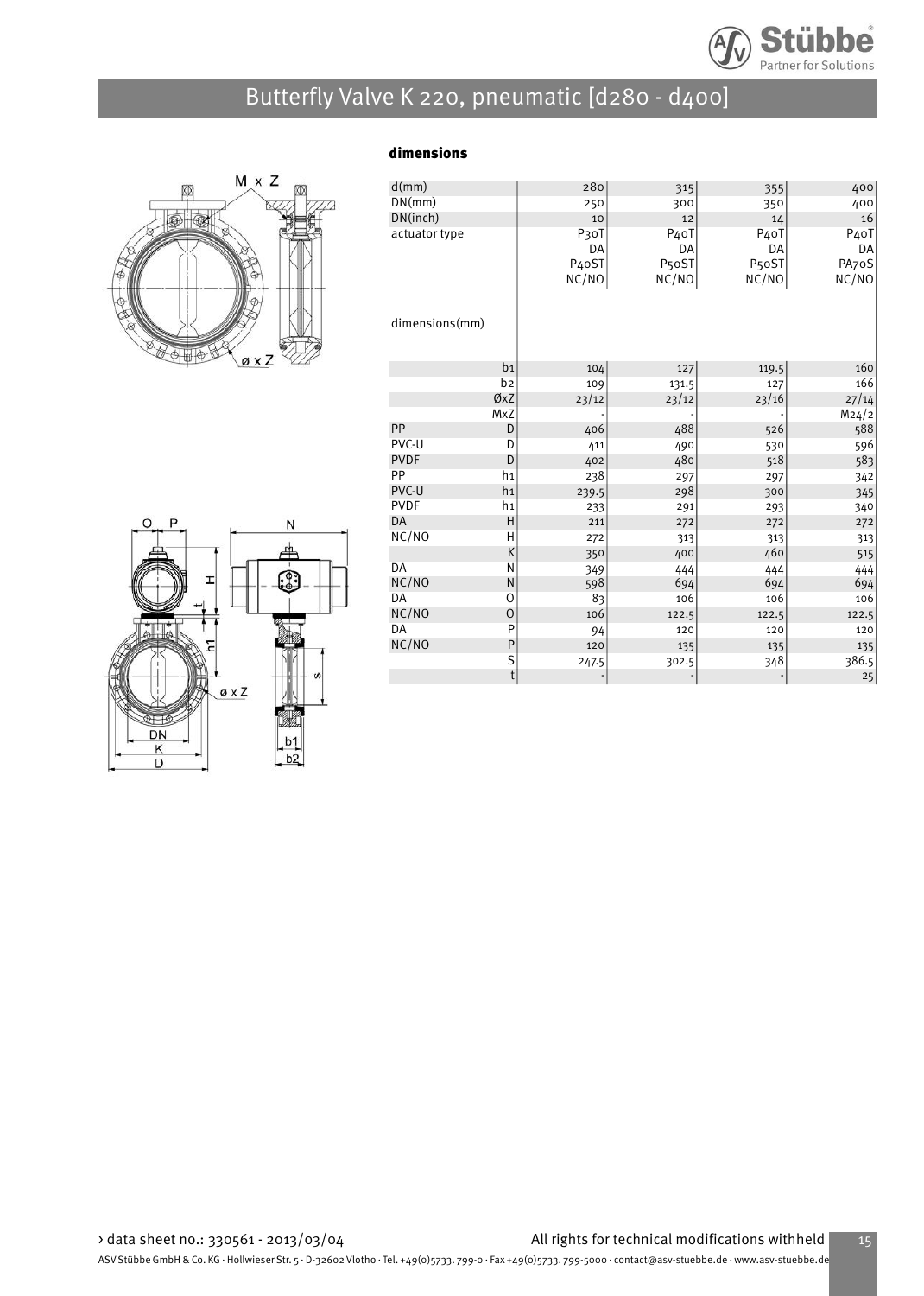# Butterfly Valve K 220, pneumatic [d280 - d400]

## dimensions

| d(mm) | | 280 | 315 | 355 | 400 |
|---|---|---|---|---|---|
| DN(mm) | | 250 | 300 | 350 | 400 |
| DN(inch) | | 10 | 12 | 14 | 16 |
| actuator type | | P30T<br>DA<br>P40ST<br>NC/NO | P40T<br>DA<br>P50ST<br>NC/NO | P40T<br>DA<br>P50ST<br>NC/NO | P40T<br>DA<br>PA70S<br>NC/NO |
| dimensions(mm) | | | | | |
| | b1 | 104 | 127 | 119.5 | 160 |
| | b2 | 109 | 131.5 | 127 | 166 |
| | ØxZ | 23/12 | 23/12 | 23/16 | 27/14 |
| | MxZ | - | - | - | M24/2 |
| PP | D | 406 | 488 | 526 | 588 |
| PVC-U | D | 411 | 490 | 530 | 596 |
| PVDF | D | 402 | 480 | 518 | 583 |
| PP | h1 | 238 | 297 | 297 | 342 |
| PVC-U | h1 | 239.5 | 298 | 300 | 345 |
| PVDF | h1 | 233 | 291 | 293 | 340 |
| DA | H | 211 | 272 | 272 | 272 |
| NC/NO | H | 272 | 313 | 313 | 313 |
| | K | 350 | 400 | 460 | 515 |
| DA | N | 349 | 444 | 444 | 444 |
| NC/NO | N | 598 | 694 | 694 | 694 |
| DA | O | 83 | 106 | 106 | 106 |
| NC/NO | O | 106 | 122.5 | 122.5 | 122.5 |
| DA | P | 94 | 120 | 120 | 120 |
| NC/NO | P | 120 | 135 | 135 | 135 |
| | S | 247.5 | 302.5 | 348 | 386.5 |
| | t | - | - | - | 25 |

› data sheet no.: 330561 - 2013/03/04

All rights for technical modifications withheld

ASV Stübbe GmbH & Co. KG · Hollwieser Str. 5 · D-32602 Vlotho · Tel. +49(0)5733. 799-0 · Fax +49(0)5733. 799-5000 · contact@asv-stuebbe.de · www.asv-stuebbe.de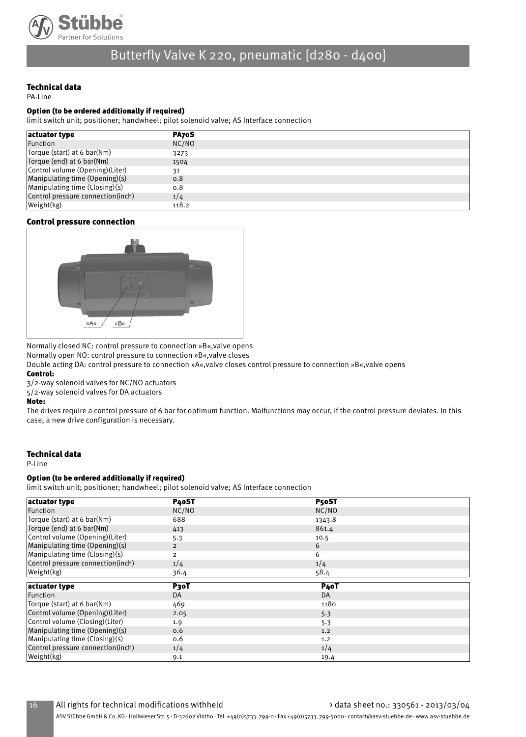# Butterfly Valve K 220, pneumatic [d280 - d400]

## Technical data

PA-Line

### Option (to be ordered additionally if required)

limit switch unit; positioner; handwheel; pilot solenoid valve; AS Interface connection

| actuator type | PA70S |
|---|---|
| Function | NC/NO |
| Torque (start) at 6 bar(Nm) | 3273 |
| Torque (end) at 6 bar(Nm) | 1504 |
| Control volume (Opening)(Liter) | 31 |
| Manipulating time (Opening)(s) | 0.8 |
| Manipulating time (Closing)(s) | 0.8 |
| Control pressure connection(inch) | 1/4 |
| Weight(kg) | 118.2 |

### Control pressure connection

Normally closed NC: control pressure to connection »B«,valve opens

Normally open NO: control pressure to connection »B«,valve closes

Double acting DA: control pressure to connection »A«,valve closes control pressure to connection »B«,valve opens

**Control:**

3/2-way solenoid valves for NC/NO actuators

5/2-way solenoid valves for DA actuators

**Note:**

The drives require a control pressure of 6 bar for optimum function. Malfunctions may occur, if the control pressure deviates. In this case, a new drive configuration is necessary.

## Technical data

P-Line

### Option (to be ordered additionally if required)

limit switch unit; positioner; handwheel; pilot solenoid valve; AS Interface connection

| actuator type | P40ST | P50ST |
|---|---|---|
| Function | NC/NO | NC/NO |
| Torque (start) at 6 bar(Nm) | 688 | 1343.8 |
| Torque (end) at 6 bar(Nm) | 413 | 861.4 |
| Control volume (Opening)(Liter) | 5.3 | 10.5 |
| Manipulating time (Opening)(s) | 2 | 6 |
| Manipulating time (Closing)(s) | 2 | 6 |
| Control pressure connection(inch) | 1/4 | 1/4 |
| Weight(kg) | 36.4 | 58.4 |

| actuator type | P30T | P40T |
|---|---|---|
| Function | DA | DA |
| Torque (start) at 6 bar(Nm) | 469 | 1180 |
| Control volume (Opening)(Liter) | 2.05 | 5.3 |
| Control volume (Closing)(Liter) | 1.9 | 5.3 |
| Manipulating time (Opening)(s) | 0.6 | 1.2 |
| Manipulating time (Closing)(s) | 0.6 | 1.2 |
| Control pressure connection(inch) | 1/4 | 1/4 |
| Weight(kg) | 9.1 | 19.4 |

All rights for technical modifications withheld › data sheet no.: 330561 - 2013/03/04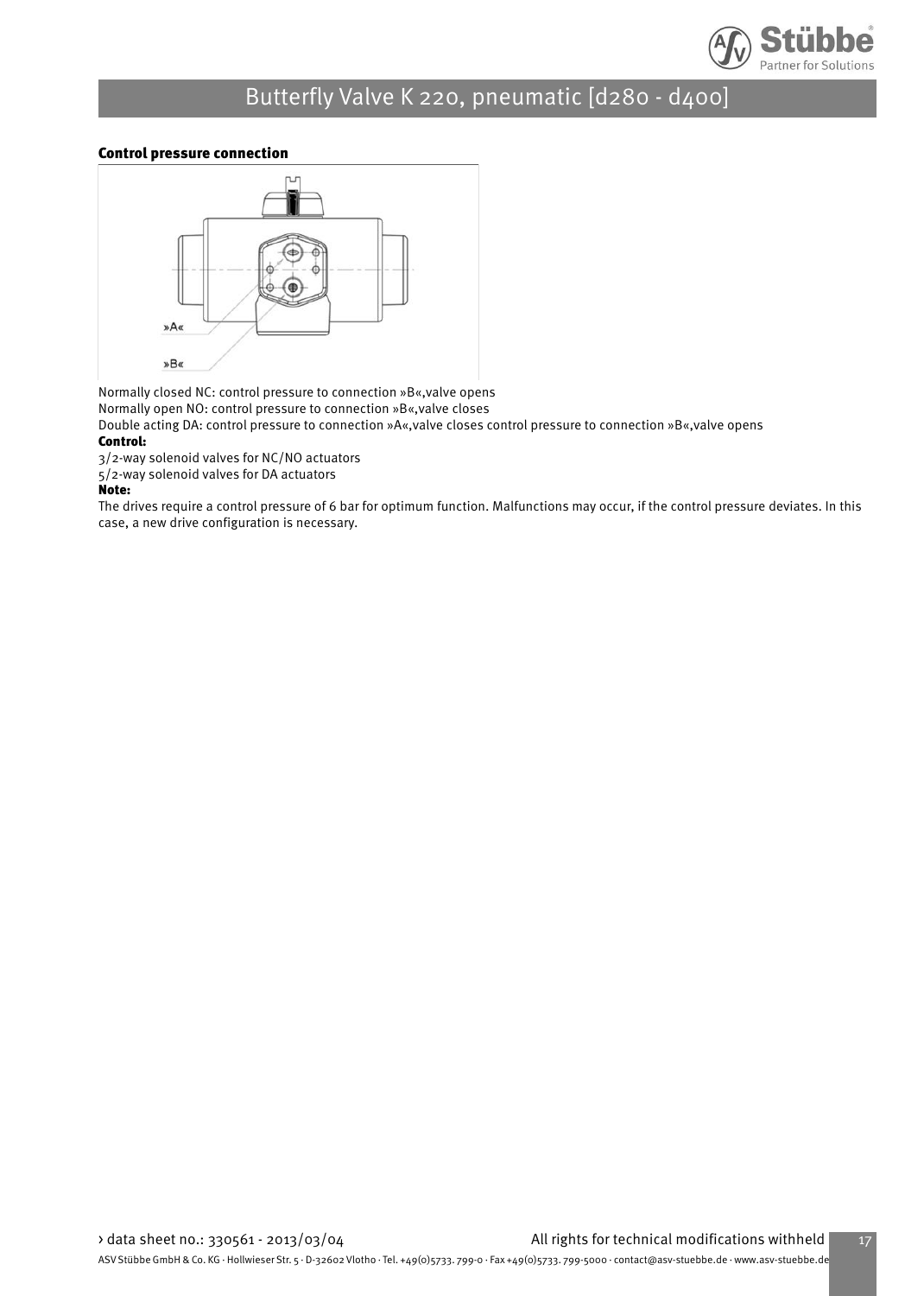#### Control pressure connection

»A«

»B«

Normally closed NC: control pressure to connection »B«,valve opens
Normally open NO: control pressure to connection »B«,valve closes
Double acting DA: control pressure to connection »A«,valve closes control pressure to connection »B«,valve opens

**Control:**

3/2-way solenoid valves for NC/NO actuators
5/2-way solenoid valves for DA actuators

**Note:**

The drives require a control pressure of 6 bar for optimum function. Malfunctions may occur, if the control pressure deviates. In this case, a new drive configuration is necessary.